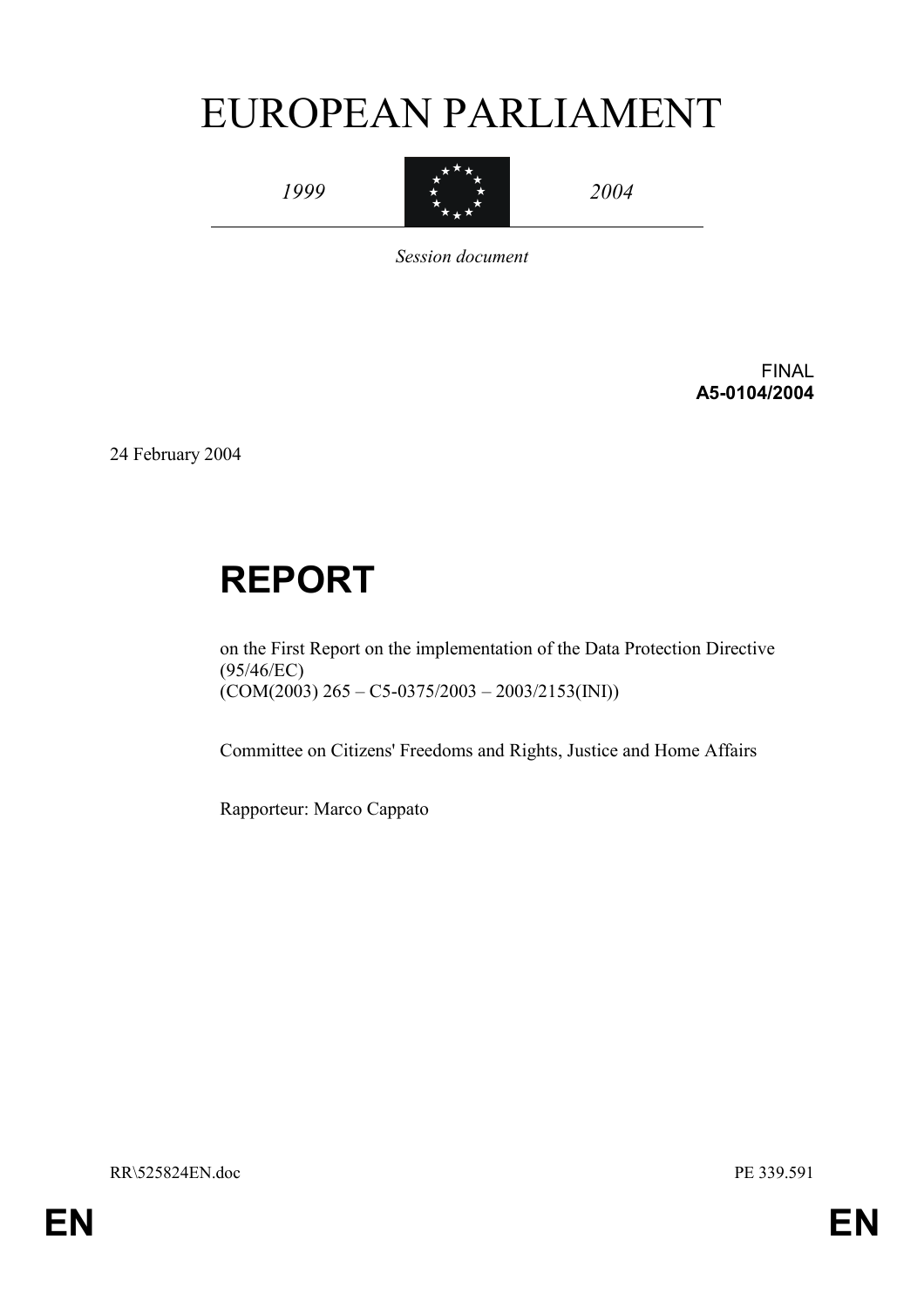# EUROPEAN PARLIAMENT

*1999* — *2004*

*Session document*

FINAL
**A5-0104/2004**

24 February 2004

# REPORT

on the First Report on the implementation of the Data Protection Directive (95/46/EC)
(COM(2003) 265 – C5-0375/2003 – 2003/2153(INI))

Committee on Citizens' Freedoms and Rights, Justice and Home Affairs

Rapporteur: Marco Cappato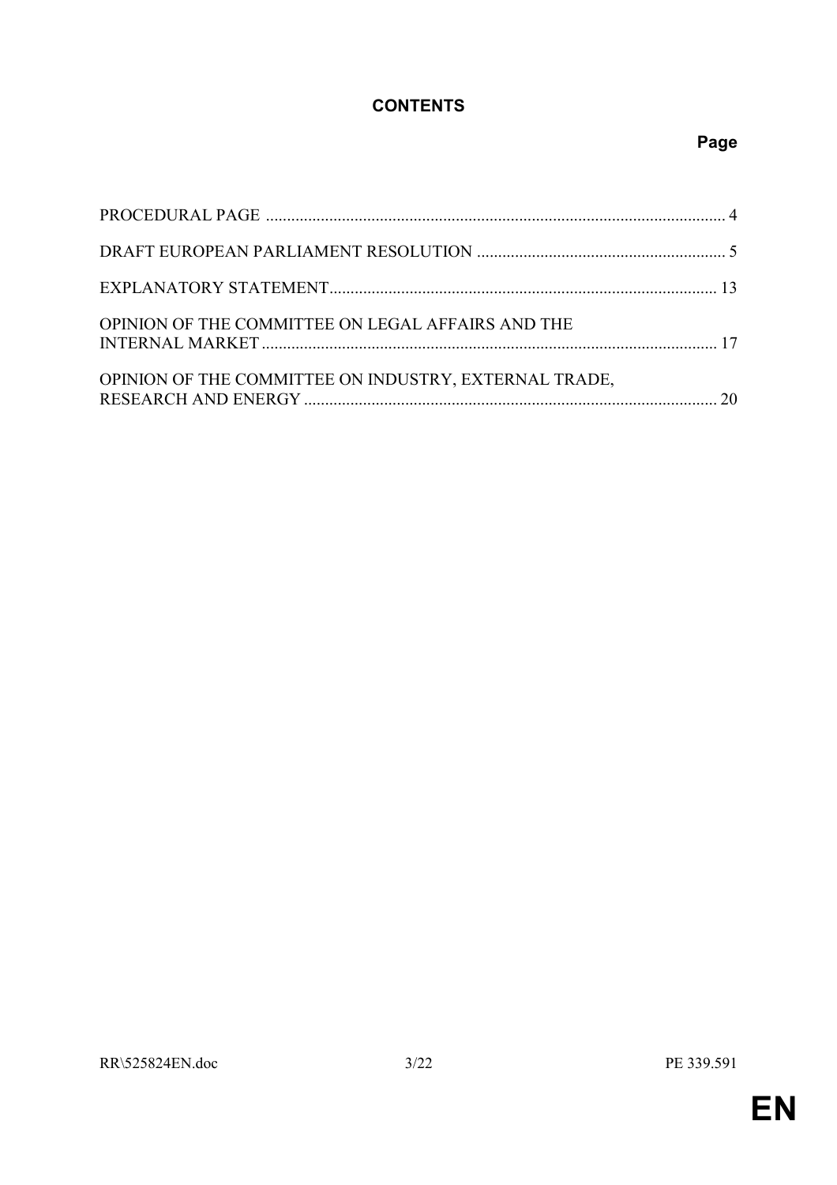# CONTENTS

**Page**

| | |
|---|---|
| PROCEDURAL PAGE | 4 |
| DRAFT EUROPEAN PARLIAMENT RESOLUTION | 5 |
| EXPLANATORY STATEMENT | 13 |
| OPINION OF THE COMMITTEE ON LEGAL AFFAIRS AND THE INTERNAL MARKET | 17 |
| OPINION OF THE COMMITTEE ON INDUSTRY, EXTERNAL TRADE, RESEARCH AND ENERGY | 20 |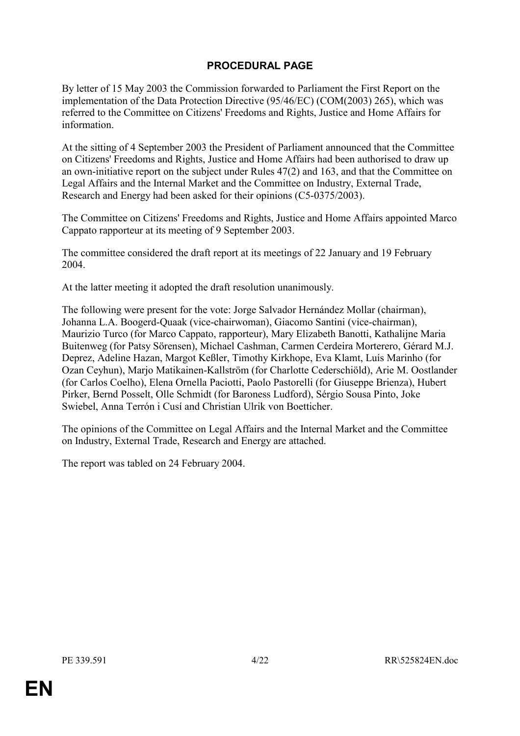# PROCEDURAL PAGE

By letter of 15 May 2003 the Commission forwarded to Parliament the First Report on the implementation of the Data Protection Directive (95/46/EC) (COM(2003) 265), which was referred to the Committee on Citizens' Freedoms and Rights, Justice and Home Affairs for information.

At the sitting of 4 September 2003 the President of Parliament announced that the Committee on Citizens' Freedoms and Rights, Justice and Home Affairs had been authorised to draw up an own-initiative report on the subject under Rules 47(2) and 163, and that the Committee on Legal Affairs and the Internal Market and the Committee on Industry, External Trade, Research and Energy had been asked for their opinions (C5-0375/2003).

The Committee on Citizens' Freedoms and Rights, Justice and Home Affairs appointed Marco Cappato rapporteur at its meeting of 9 September 2003.

The committee considered the draft report at its meetings of 22 January and 19 February 2004.

At the latter meeting it adopted the draft resolution unanimously.

The following were present for the vote: Jorge Salvador Hernández Mollar (chairman), Johanna L.A. Boogerd-Quaak (vice-chairwoman), Giacomo Santini (vice-chairman), Maurizio Turco (for Marco Cappato, rapporteur), Mary Elizabeth Banotti, Kathalijne Maria Buitenweg (for Patsy Sörensen), Michael Cashman, Carmen Cerdeira Morterero, Gérard M.J. Deprez, Adeline Hazan, Margot Keßler, Timothy Kirkhope, Eva Klamt, Luís Marinho (for Ozan Ceyhun), Marjo Matikainen-Kallström (for Charlotte Cederschiöld), Arie M. Oostlander (for Carlos Coelho), Elena Ornella Paciotti, Paolo Pastorelli (for Giuseppe Brienza), Hubert Pirker, Bernd Posselt, Olle Schmidt (for Baroness Ludford), Sérgio Sousa Pinto, Joke Swiebel, Anna Terrón i Cusí and Christian Ulrik von Boetticher.

The opinions of the Committee on Legal Affairs and the Internal Market and the Committee on Industry, External Trade, Research and Energy are attached.

The report was tabled on 24 February 2004.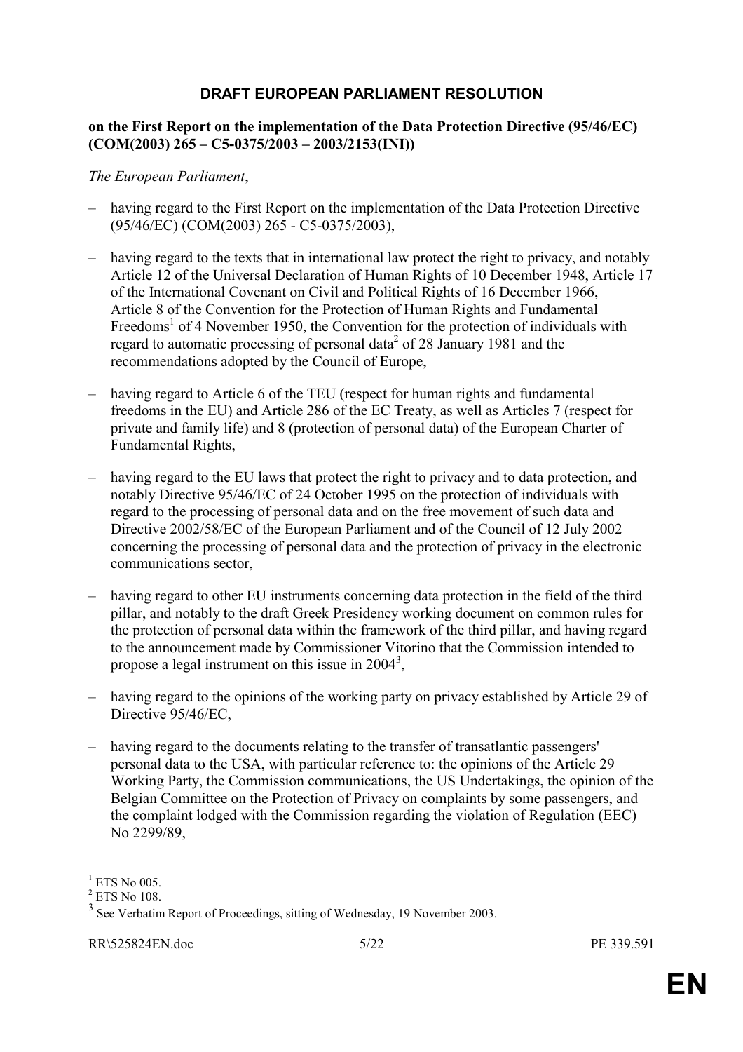# DRAFT EUROPEAN PARLIAMENT RESOLUTION

**on the First Report on the implementation of the Data Protection Directive (95/46/EC) (COM(2003) 265 – C5-0375/2003 – 2003/2153(INI))**

*The European Parliament*,

– having regard to the First Report on the implementation of the Data Protection Directive (95/46/EC) (COM(2003) 265 - C5-0375/2003),

– having regard to the texts that in international law protect the right to privacy, and notably Article 12 of the Universal Declaration of Human Rights of 10 December 1948, Article 17 of the International Covenant on Civil and Political Rights of 16 December 1966, Article 8 of the Convention for the Protection of Human Rights and Fundamental Freedoms[1] of 4 November 1950, the Convention for the protection of individuals with regard to automatic processing of personal data[2] of 28 January 1981 and the recommendations adopted by the Council of Europe,

– having regard to Article 6 of the TEU (respect for human rights and fundamental freedoms in the EU) and Article 286 of the EC Treaty, as well as Articles 7 (respect for private and family life) and 8 (protection of personal data) of the European Charter of Fundamental Rights,

– having regard to the EU laws that protect the right to privacy and to data protection, and notably Directive 95/46/EC of 24 October 1995 on the protection of individuals with regard to the processing of personal data and on the free movement of such data and Directive 2002/58/EC of the European Parliament and of the Council of 12 July 2002 concerning the processing of personal data and the protection of privacy in the electronic communications sector,

– having regard to other EU instruments concerning data protection in the field of the third pillar, and notably to the draft Greek Presidency working document on common rules for the protection of personal data within the framework of the third pillar, and having regard to the announcement made by Commissioner Vitorino that the Commission intended to propose a legal instrument on this issue in 2004[3],

– having regard to the opinions of the working party on privacy established by Article 29 of Directive 95/46/EC,

– having regard to the documents relating to the transfer of transatlantic passengers' personal data to the USA, with particular reference to: the opinions of the Article 29 Working Party, the Commission communications, the US Undertakings, the opinion of the Belgian Committee on the Protection of Privacy on complaints by some passengers, and the complaint lodged with the Commission regarding the violation of Regulation (EEC) No 2299/89,

---

[1] ETS No 005.

[2] ETS No 108.

[3] See Verbatim Report of Proceedings, sitting of Wednesday, 19 November 2003.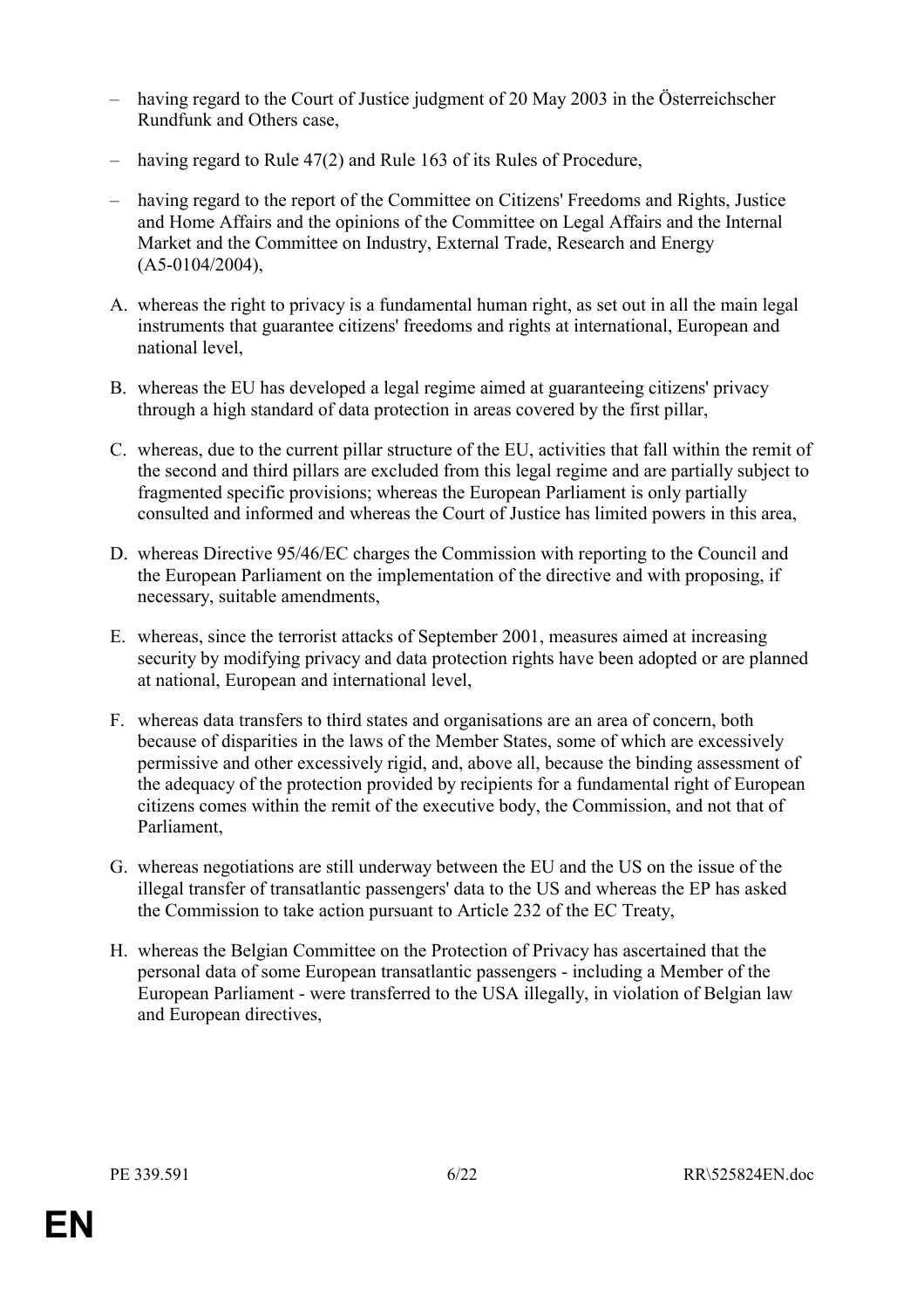- having regard to the Court of Justice judgment of 20 May 2003 in the Österreichscher Rundfunk and Others case,

- having regard to Rule 47(2) and Rule 163 of its Rules of Procedure,

- having regard to the report of the Committee on Citizens' Freedoms and Rights, Justice and Home Affairs and the opinions of the Committee on Legal Affairs and the Internal Market and the Committee on Industry, External Trade, Research and Energy (A5-0104/2004),

A. whereas the right to privacy is a fundamental human right, as set out in all the main legal instruments that guarantee citizens' freedoms and rights at international, European and national level,

B. whereas the EU has developed a legal regime aimed at guaranteeing citizens' privacy through a high standard of data protection in areas covered by the first pillar,

C. whereas, due to the current pillar structure of the EU, activities that fall within the remit of the second and third pillars are excluded from this legal regime and are partially subject to fragmented specific provisions; whereas the European Parliament is only partially consulted and informed and whereas the Court of Justice has limited powers in this area,

D. whereas Directive 95/46/EC charges the Commission with reporting to the Council and the European Parliament on the implementation of the directive and with proposing, if necessary, suitable amendments,

E. whereas, since the terrorist attacks of September 2001, measures aimed at increasing security by modifying privacy and data protection rights have been adopted or are planned at national, European and international level,

F. whereas data transfers to third states and organisations are an area of concern, both because of disparities in the laws of the Member States, some of which are excessively permissive and other excessively rigid, and, above all, because the binding assessment of the adequacy of the protection provided by recipients for a fundamental right of European citizens comes within the remit of the executive body, the Commission, and not that of Parliament,

G. whereas negotiations are still underway between the EU and the US on the issue of the illegal transfer of transatlantic passengers' data to the US and whereas the EP has asked the Commission to take action pursuant to Article 232 of the EC Treaty,

H. whereas the Belgian Committee on the Protection of Privacy has ascertained that the personal data of some European transatlantic passengers - including a Member of the European Parliament - were transferred to the USA illegally, in violation of Belgian law and European directives,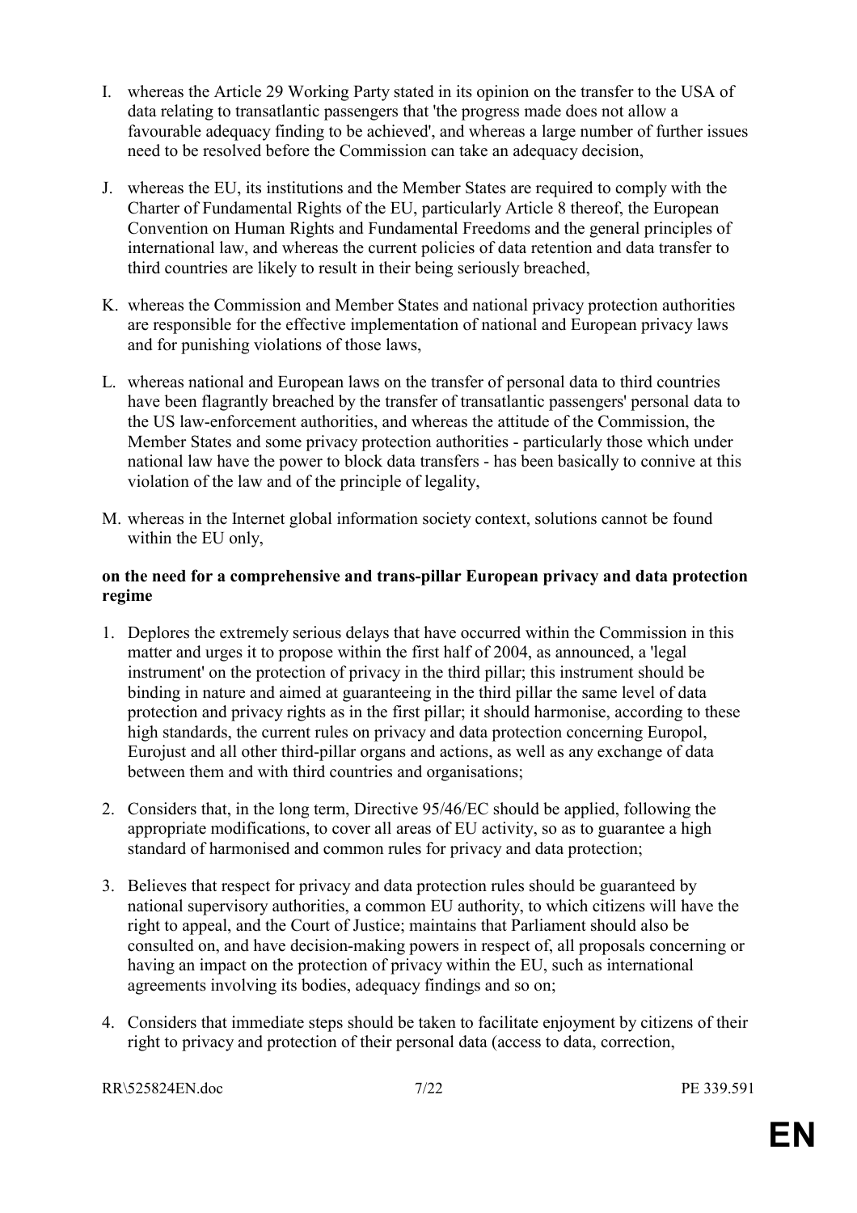I. whereas the Article 29 Working Party stated in its opinion on the transfer to the USA of data relating to transatlantic passengers that 'the progress made does not allow a favourable adequacy finding to be achieved', and whereas a large number of further issues need to be resolved before the Commission can take an adequacy decision,

J. whereas the EU, its institutions and the Member States are required to comply with the Charter of Fundamental Rights of the EU, particularly Article 8 thereof, the European Convention on Human Rights and Fundamental Freedoms and the general principles of international law, and whereas the current policies of data retention and data transfer to third countries are likely to result in their being seriously breached,

K. whereas the Commission and Member States and national privacy protection authorities are responsible for the effective implementation of national and European privacy laws and for punishing violations of those laws,

L. whereas national and European laws on the transfer of personal data to third countries have been flagrantly breached by the transfer of transatlantic passengers' personal data to the US law-enforcement authorities, and whereas the attitude of the Commission, the Member States and some privacy protection authorities - particularly those which under national law have the power to block data transfers - has been basically to connive at this violation of the law and of the principle of legality,

M. whereas in the Internet global information society context, solutions cannot be found within the EU only,

**on the need for a comprehensive and trans-pillar European privacy and data protection regime**

1. Deplores the extremely serious delays that have occurred within the Commission in this matter and urges it to propose within the first half of 2004, as announced, a 'legal instrument' on the protection of privacy in the third pillar; this instrument should be binding in nature and aimed at guaranteeing in the third pillar the same level of data protection and privacy rights as in the first pillar; it should harmonise, according to these high standards, the current rules on privacy and data protection concerning Europol, Eurojust and all other third-pillar organs and actions, as well as any exchange of data between them and with third countries and organisations;

2. Considers that, in the long term, Directive 95/46/EC should be applied, following the appropriate modifications, to cover all areas of EU activity, so as to guarantee a high standard of harmonised and common rules for privacy and data protection;

3. Believes that respect for privacy and data protection rules should be guaranteed by national supervisory authorities, a common EU authority, to which citizens will have the right to appeal, and the Court of Justice; maintains that Parliament should also be consulted on, and have decision-making powers in respect of, all proposals concerning or having an impact on the protection of privacy within the EU, such as international agreements involving its bodies, adequacy findings and so on;

4. Considers that immediate steps should be taken to facilitate enjoyment by citizens of their right to privacy and protection of their personal data (access to data, correction,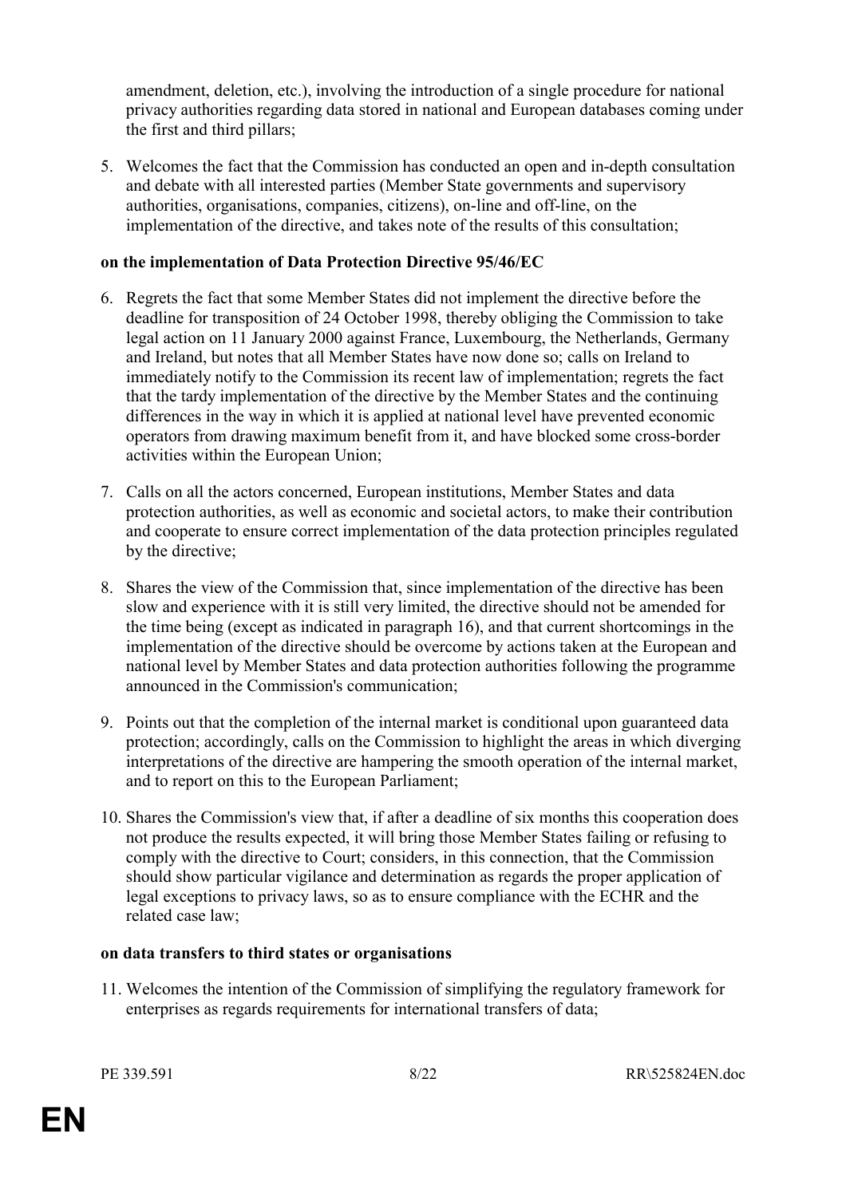amendment, deletion, etc.), involving the introduction of a single procedure for national privacy authorities regarding data stored in national and European databases coming under the first and third pillars;

5. Welcomes the fact that the Commission has conducted an open and in-depth consultation and debate with all interested parties (Member State governments and supervisory authorities, organisations, companies, citizens), on-line and off-line, on the implementation of the directive, and takes note of the results of this consultation;

**on the implementation of Data Protection Directive 95/46/EC**

6. Regrets the fact that some Member States did not implement the directive before the deadline for transposition of 24 October 1998, thereby obliging the Commission to take legal action on 11 January 2000 against France, Luxembourg, the Netherlands, Germany and Ireland, but notes that all Member States have now done so; calls on Ireland to immediately notify to the Commission its recent law of implementation; regrets the fact that the tardy implementation of the directive by the Member States and the continuing differences in the way in which it is applied at national level have prevented economic operators from drawing maximum benefit from it, and have blocked some cross-border activities within the European Union;

7. Calls on all the actors concerned, European institutions, Member States and data protection authorities, as well as economic and societal actors, to make their contribution and cooperate to ensure correct implementation of the data protection principles regulated by the directive;

8. Shares the view of the Commission that, since implementation of the directive has been slow and experience with it is still very limited, the directive should not be amended for the time being (except as indicated in paragraph 16), and that current shortcomings in the implementation of the directive should be overcome by actions taken at the European and national level by Member States and data protection authorities following the programme announced in the Commission's communication;

9. Points out that the completion of the internal market is conditional upon guaranteed data protection; accordingly, calls on the Commission to highlight the areas in which diverging interpretations of the directive are hampering the smooth operation of the internal market, and to report on this to the European Parliament;

10. Shares the Commission's view that, if after a deadline of six months this cooperation does not produce the results expected, it will bring those Member States failing or refusing to comply with the directive to Court; considers, in this connection, that the Commission should show particular vigilance and determination as regards the proper application of legal exceptions to privacy laws, so as to ensure compliance with the ECHR and the related case law;

**on data transfers to third states or organisations**

11. Welcomes the intention of the Commission of simplifying the regulatory framework for enterprises as regards requirements for international transfers of data;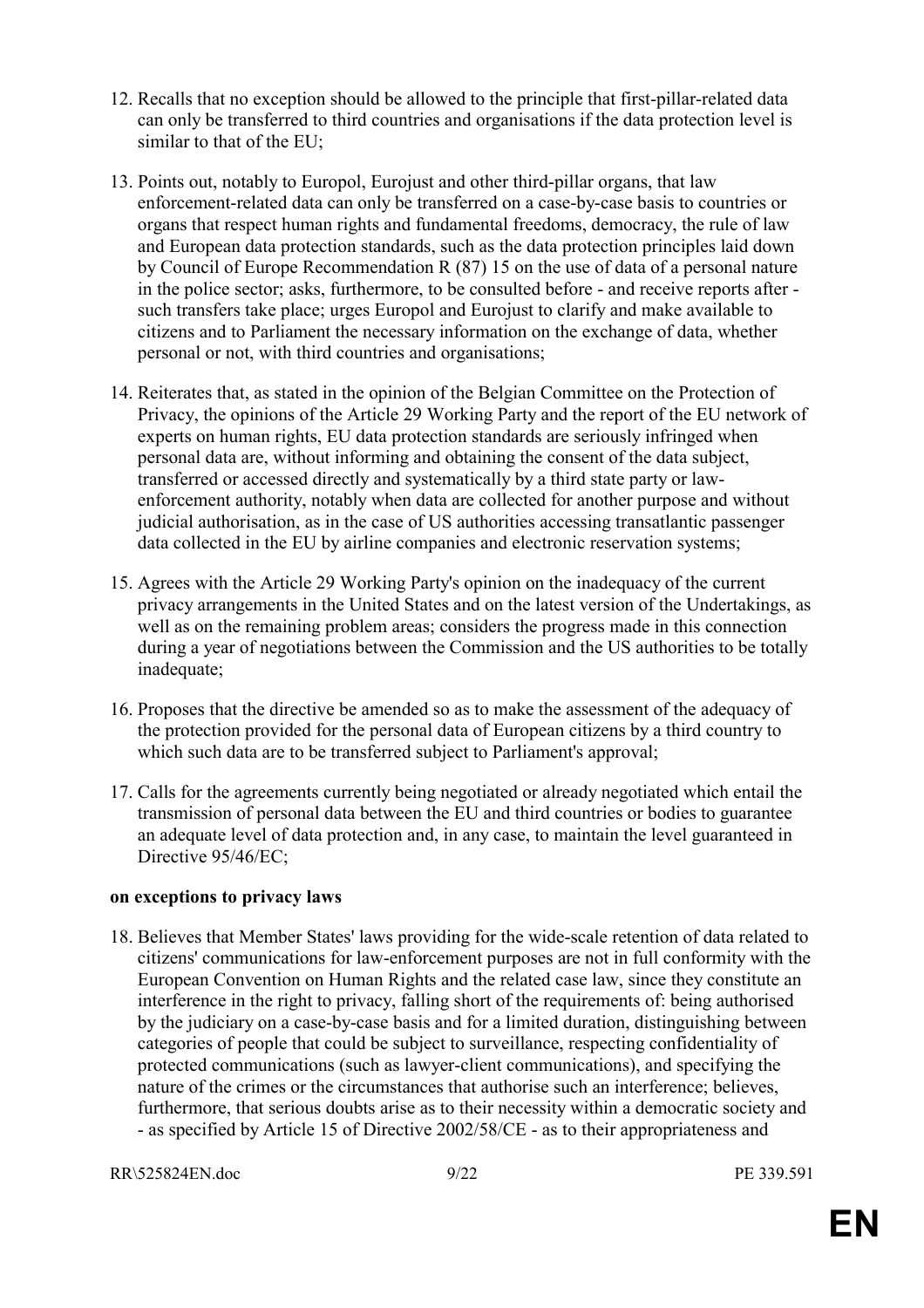12. Recalls that no exception should be allowed to the principle that first-pillar-related data can only be transferred to third countries and organisations if the data protection level is similar to that of the EU;

13. Points out, notably to Europol, Eurojust and other third-pillar organs, that law enforcement-related data can only be transferred on a case-by-case basis to countries or organs that respect human rights and fundamental freedoms, democracy, the rule of law and European data protection standards, such as the data protection principles laid down by Council of Europe Recommendation R (87) 15 on the use of data of a personal nature in the police sector; asks, furthermore, to be consulted before - and receive reports after - such transfers take place; urges Europol and Eurojust to clarify and make available to citizens and to Parliament the necessary information on the exchange of data, whether personal or not, with third countries and organisations;

14. Reiterates that, as stated in the opinion of the Belgian Committee on the Protection of Privacy, the opinions of the Article 29 Working Party and the report of the EU network of experts on human rights, EU data protection standards are seriously infringed when personal data are, without informing and obtaining the consent of the data subject, transferred or accessed directly and systematically by a third state party or law-enforcement authority, notably when data are collected for another purpose and without judicial authorisation, as in the case of US authorities accessing transatlantic passenger data collected in the EU by airline companies and electronic reservation systems;

15. Agrees with the Article 29 Working Party's opinion on the inadequacy of the current privacy arrangements in the United States and on the latest version of the Undertakings, as well as on the remaining problem areas; considers the progress made in this connection during a year of negotiations between the Commission and the US authorities to be totally inadequate;

16. Proposes that the directive be amended so as to make the assessment of the adequacy of the protection provided for the personal data of European citizens by a third country to which such data are to be transferred subject to Parliament's approval;

17. Calls for the agreements currently being negotiated or already negotiated which entail the transmission of personal data between the EU and third countries or bodies to guarantee an adequate level of data protection and, in any case, to maintain the level guaranteed in Directive 95/46/EC;

**on exceptions to privacy laws**

18. Believes that Member States' laws providing for the wide-scale retention of data related to citizens' communications for law-enforcement purposes are not in full conformity with the European Convention on Human Rights and the related case law, since they constitute an interference in the right to privacy, falling short of the requirements of: being authorised by the judiciary on a case-by-case basis and for a limited duration, distinguishing between categories of people that could be subject to surveillance, respecting confidentiality of protected communications (such as lawyer-client communications), and specifying the nature of the crimes or the circumstances that authorise such an interference; believes, furthermore, that serious doubts arise as to their necessity within a democratic society and - as specified by Article 15 of Directive 2002/58/CE - as to their appropriateness and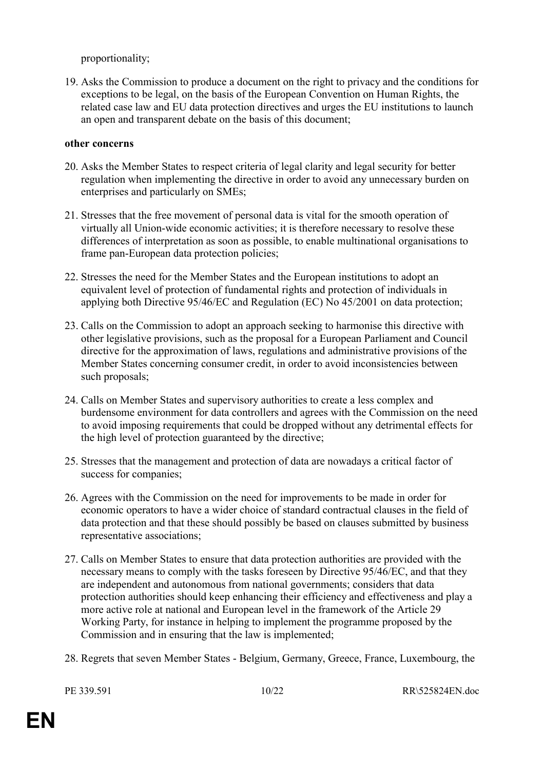proportionality;

19. Asks the Commission to produce a document on the right to privacy and the conditions for exceptions to be legal, on the basis of the European Convention on Human Rights, the related case law and EU data protection directives and urges the EU institutions to launch an open and transparent debate on the basis of this document;

**other concerns**

20. Asks the Member States to respect criteria of legal clarity and legal security for better regulation when implementing the directive in order to avoid any unnecessary burden on enterprises and particularly on SMEs;

21. Stresses that the free movement of personal data is vital for the smooth operation of virtually all Union-wide economic activities; it is therefore necessary to resolve these differences of interpretation as soon as possible, to enable multinational organisations to frame pan-European data protection policies;

22. Stresses the need for the Member States and the European institutions to adopt an equivalent level of protection of fundamental rights and protection of individuals in applying both Directive 95/46/EC and Regulation (EC) No 45/2001 on data protection;

23. Calls on the Commission to adopt an approach seeking to harmonise this directive with other legislative provisions, such as the proposal for a European Parliament and Council directive for the approximation of laws, regulations and administrative provisions of the Member States concerning consumer credit, in order to avoid inconsistencies between such proposals;

24. Calls on Member States and supervisory authorities to create a less complex and burdensome environment for data controllers and agrees with the Commission on the need to avoid imposing requirements that could be dropped without any detrimental effects for the high level of protection guaranteed by the directive;

25. Stresses that the management and protection of data are nowadays a critical factor of success for companies;

26. Agrees with the Commission on the need for improvements to be made in order for economic operators to have a wider choice of standard contractual clauses in the field of data protection and that these should possibly be based on clauses submitted by business representative associations;

27. Calls on Member States to ensure that data protection authorities are provided with the necessary means to comply with the tasks foreseen by Directive 95/46/EC, and that they are independent and autonomous from national governments; considers that data protection authorities should keep enhancing their efficiency and effectiveness and play a more active role at national and European level in the framework of the Article 29 Working Party, for instance in helping to implement the programme proposed by the Commission and in ensuring that the law is implemented;

28. Regrets that seven Member States - Belgium, Germany, Greece, France, Luxembourg, the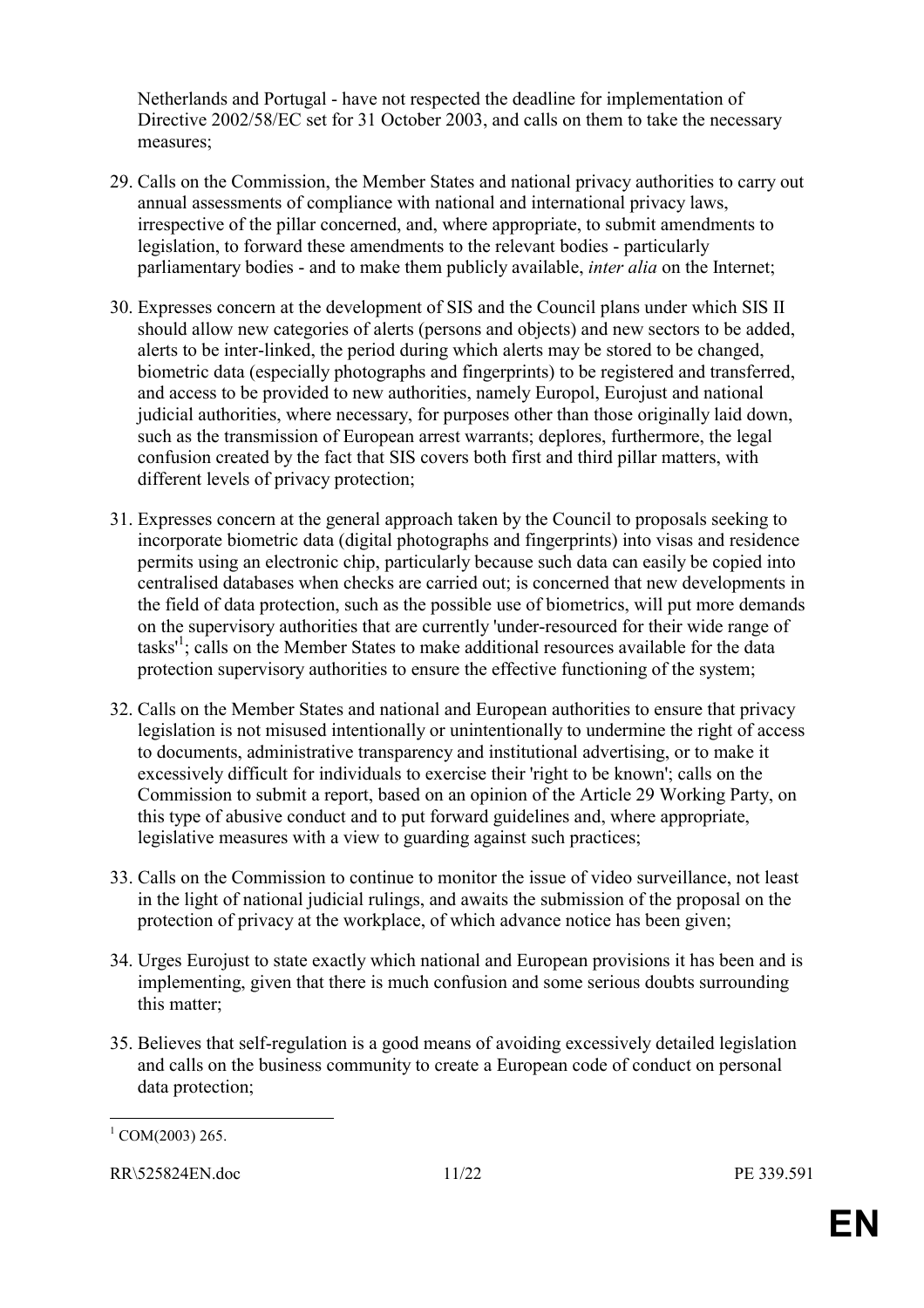Netherlands and Portugal - have not respected the deadline for implementation of Directive 2002/58/EC set for 31 October 2003, and calls on them to take the necessary measures;

29. Calls on the Commission, the Member States and national privacy authorities to carry out annual assessments of compliance with national and international privacy laws, irrespective of the pillar concerned, and, where appropriate, to submit amendments to legislation, to forward these amendments to the relevant bodies - particularly parliamentary bodies - and to make them publicly available, *inter alia* on the Internet;

30. Expresses concern at the development of SIS and the Council plans under which SIS II should allow new categories of alerts (persons and objects) and new sectors to be added, alerts to be inter-linked, the period during which alerts may be stored to be changed, biometric data (especially photographs and fingerprints) to be registered and transferred, and access to be provided to new authorities, namely Europol, Eurojust and national judicial authorities, where necessary, for purposes other than those originally laid down, such as the transmission of European arrest warrants; deplores, furthermore, the legal confusion created by the fact that SIS covers both first and third pillar matters, with different levels of privacy protection;

31. Expresses concern at the general approach taken by the Council to proposals seeking to incorporate biometric data (digital photographs and fingerprints) into visas and residence permits using an electronic chip, particularly because such data can easily be copied into centralised databases when checks are carried out; is concerned that new developments in the field of data protection, such as the possible use of biometrics, will put more demands on the supervisory authorities that are currently 'under-resourced for their wide range of tasks'[1]; calls on the Member States to make additional resources available for the data protection supervisory authorities to ensure the effective functioning of the system;

32. Calls on the Member States and national and European authorities to ensure that privacy legislation is not misused intentionally or unintentionally to undermine the right of access to documents, administrative transparency and institutional advertising, or to make it excessively difficult for individuals to exercise their 'right to be known'; calls on the Commission to submit a report, based on an opinion of the Article 29 Working Party, on this type of abusive conduct and to put forward guidelines and, where appropriate, legislative measures with a view to guarding against such practices;

33. Calls on the Commission to continue to monitor the issue of video surveillance, not least in the light of national judicial rulings, and awaits the submission of the proposal on the protection of privacy at the workplace, of which advance notice has been given;

34. Urges Eurojust to state exactly which national and European provisions it has been and is implementing, given that there is much confusion and some serious doubts surrounding this matter;

35. Believes that self-regulation is a good means of avoiding excessively detailed legislation and calls on the business community to create a European code of conduct on personal data protection;

[1] COM(2003) 265.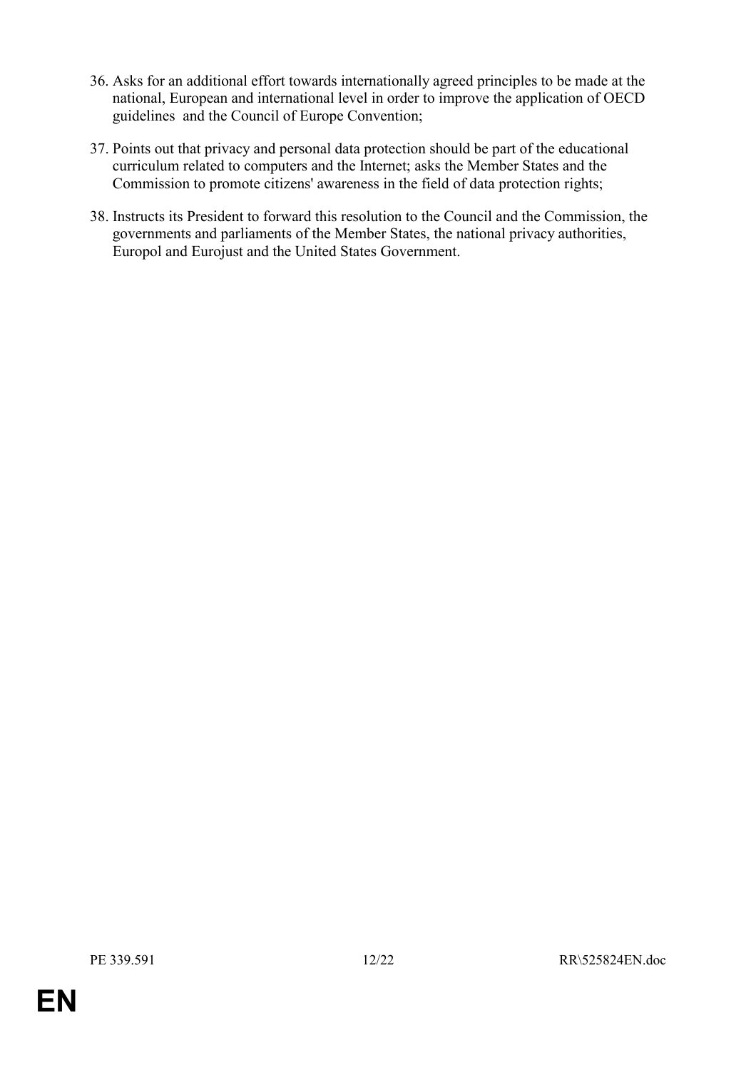36. Asks for an additional effort towards internationally agreed principles to be made at the national, European and international level in order to improve the application of OECD guidelines and the Council of Europe Convention;

37. Points out that privacy and personal data protection should be part of the educational curriculum related to computers and the Internet; asks the Member States and the Commission to promote citizens' awareness in the field of data protection rights;

38. Instructs its President to forward this resolution to the Council and the Commission, the governments and parliaments of the Member States, the national privacy authorities, Europol and Eurojust and the United States Government.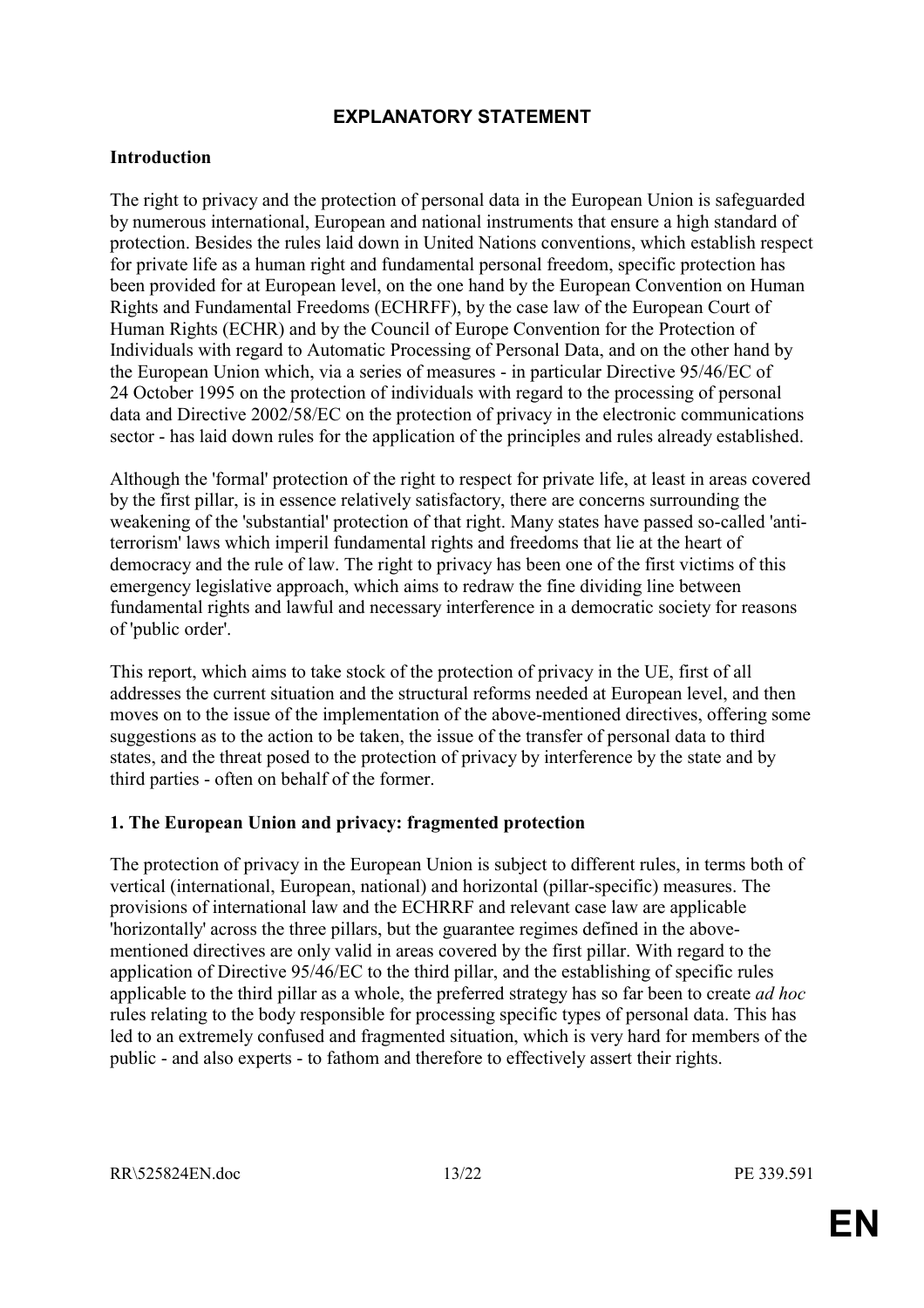# EXPLANATORY STATEMENT

## Introduction

The right to privacy and the protection of personal data in the European Union is safeguarded by numerous international, European and national instruments that ensure a high standard of protection. Besides the rules laid down in United Nations conventions, which establish respect for private life as a human right and fundamental personal freedom, specific protection has been provided for at European level, on the one hand by the European Convention on Human Rights and Fundamental Freedoms (ECHRFF), by the case law of the European Court of Human Rights (ECHR) and by the Council of Europe Convention for the Protection of Individuals with regard to Automatic Processing of Personal Data, and on the other hand by the European Union which, via a series of measures - in particular Directive 95/46/EC of 24 October 1995 on the protection of individuals with regard to the processing of personal data and Directive 2002/58/EC on the protection of privacy in the electronic communications sector - has laid down rules for the application of the principles and rules already established.

Although the 'formal' protection of the right to respect for private life, at least in areas covered by the first pillar, is in essence relatively satisfactory, there are concerns surrounding the weakening of the 'substantial' protection of that right. Many states have passed so-called 'anti-terrorism' laws which imperil fundamental rights and freedoms that lie at the heart of democracy and the rule of law. The right to privacy has been one of the first victims of this emergency legislative approach, which aims to redraw the fine dividing line between fundamental rights and lawful and necessary interference in a democratic society for reasons of 'public order'.

This report, which aims to take stock of the protection of privacy in the UE, first of all addresses the current situation and the structural reforms needed at European level, and then moves on to the issue of the implementation of the above-mentioned directives, offering some suggestions as to the action to be taken, the issue of the transfer of personal data to third states, and the threat posed to the protection of privacy by interference by the state and by third parties - often on behalf of the former.

## 1. The European Union and privacy: fragmented protection

The protection of privacy in the European Union is subject to different rules, in terms both of vertical (international, European, national) and horizontal (pillar-specific) measures. The provisions of international law and the ECHRRF and relevant case law are applicable 'horizontally' across the three pillars, but the guarantee regimes defined in the above-mentioned directives are only valid in areas covered by the first pillar. With regard to the application of Directive 95/46/EC to the third pillar, and the establishing of specific rules applicable to the third pillar as a whole, the preferred strategy has so far been to create *ad hoc* rules relating to the body responsible for processing specific types of personal data. This has led to an extremely confused and fragmented situation, which is very hard for members of the public - and also experts - to fathom and therefore to effectively assert their rights.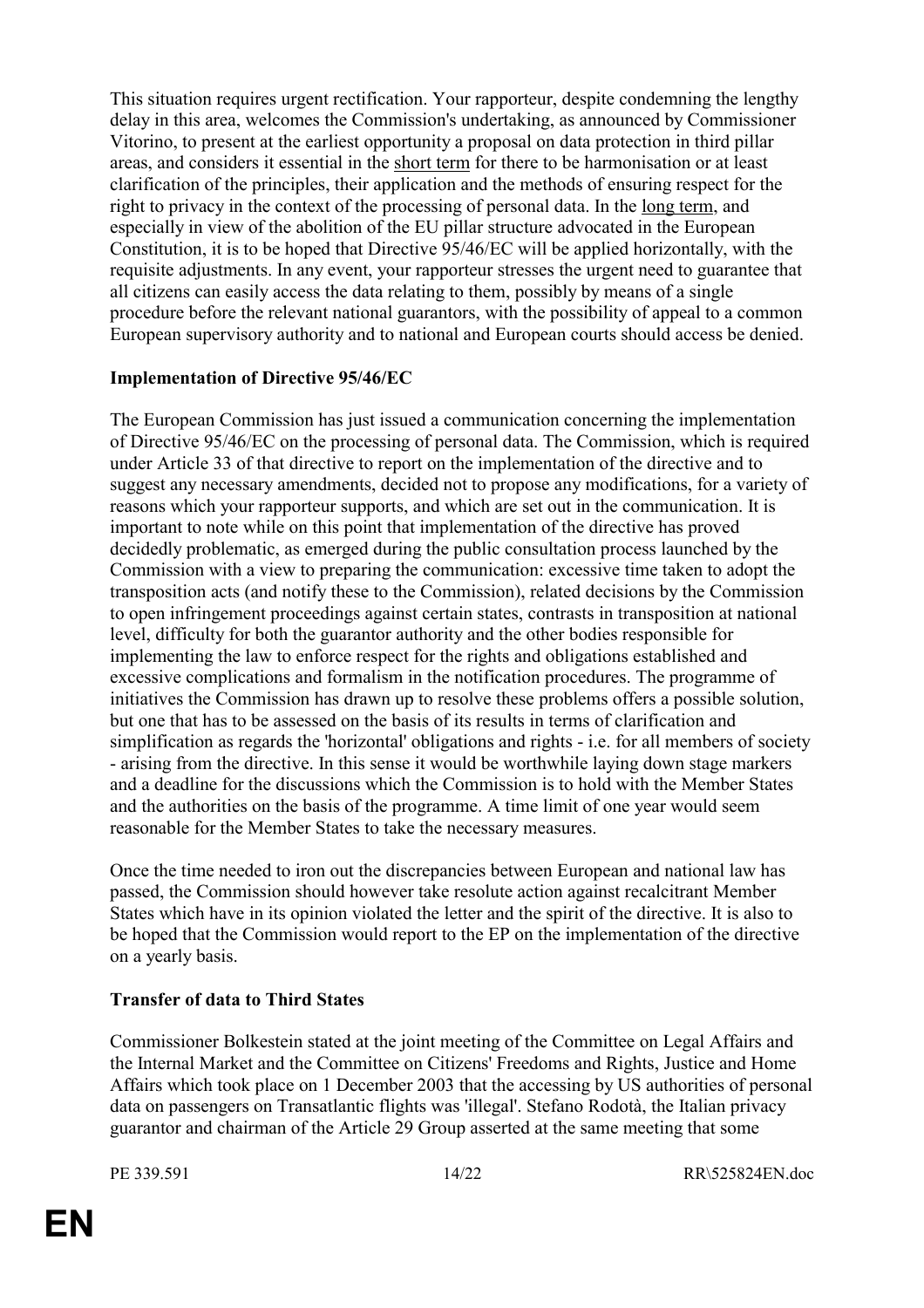This situation requires urgent rectification. Your rapporteur, despite condemning the lengthy delay in this area, welcomes the Commission's undertaking, as announced by Commissioner Vitorino, to present at the earliest opportunity a proposal on data protection in third pillar areas, and considers it essential in the short term for there to be harmonisation or at least clarification of the principles, their application and the methods of ensuring respect for the right to privacy in the context of the processing of personal data. In the long term, and especially in view of the abolition of the EU pillar structure advocated in the European Constitution, it is to be hoped that Directive 95/46/EC will be applied horizontally, with the requisite adjustments. In any event, your rapporteur stresses the urgent need to guarantee that all citizens can easily access the data relating to them, possibly by means of a single procedure before the relevant national guarantors, with the possibility of appeal to a common European supervisory authority and to national and European courts should access be denied.

**Implementation of Directive 95/46/EC**

The European Commission has just issued a communication concerning the implementation of Directive 95/46/EC on the processing of personal data. The Commission, which is required under Article 33 of that directive to report on the implementation of the directive and to suggest any necessary amendments, decided not to propose any modifications, for a variety of reasons which your rapporteur supports, and which are set out in the communication. It is important to note while on this point that implementation of the directive has proved decidedly problematic, as emerged during the public consultation process launched by the Commission with a view to preparing the communication: excessive time taken to adopt the transposition acts (and notify these to the Commission), related decisions by the Commission to open infringement proceedings against certain states, contrasts in transposition at national level, difficulty for both the guarantor authority and the other bodies responsible for implementing the law to enforce respect for the rights and obligations established and excessive complications and formalism in the notification procedures. The programme of initiatives the Commission has drawn up to resolve these problems offers a possible solution, but one that has to be assessed on the basis of its results in terms of clarification and simplification as regards the 'horizontal' obligations and rights - i.e. for all members of society - arising from the directive. In this sense it would be worthwhile laying down stage markers and a deadline for the discussions which the Commission is to hold with the Member States and the authorities on the basis of the programme. A time limit of one year would seem reasonable for the Member States to take the necessary measures.

Once the time needed to iron out the discrepancies between European and national law has passed, the Commission should however take resolute action against recalcitrant Member States which have in its opinion violated the letter and the spirit of the directive. It is also to be hoped that the Commission would report to the EP on the implementation of the directive on a yearly basis.

**Transfer of data to Third States**

Commissioner Bolkestein stated at the joint meeting of the Committee on Legal Affairs and the Internal Market and the Committee on Citizens' Freedoms and Rights, Justice and Home Affairs which took place on 1 December 2003 that the accessing by US authorities of personal data on passengers on Transatlantic flights was 'illegal'. Stefano Rodotà, the Italian privacy guarantor and chairman of the Article 29 Group asserted at the same meeting that some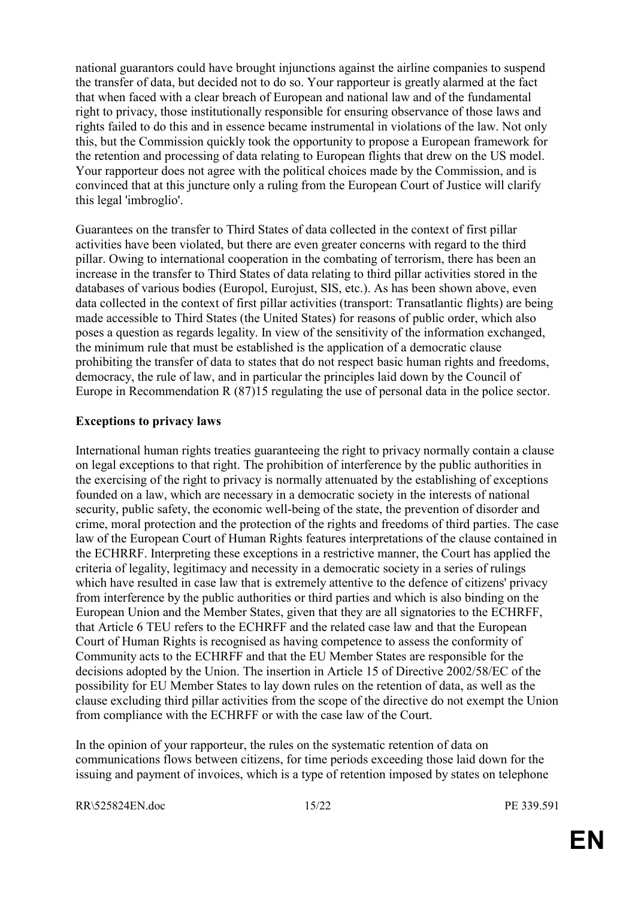national guarantors could have brought injunctions against the airline companies to suspend the transfer of data, but decided not to do so. Your rapporteur is greatly alarmed at the fact that when faced with a clear breach of European and national law and of the fundamental right to privacy, those institutionally responsible for ensuring observance of those laws and rights failed to do this and in essence became instrumental in violations of the law. Not only this, but the Commission quickly took the opportunity to propose a European framework for the retention and processing of data relating to European flights that drew on the US model. Your rapporteur does not agree with the political choices made by the Commission, and is convinced that at this juncture only a ruling from the European Court of Justice will clarify this legal 'imbroglio'.

Guarantees on the transfer to Third States of data collected in the context of first pillar activities have been violated, but there are even greater concerns with regard to the third pillar. Owing to international cooperation in the combating of terrorism, there has been an increase in the transfer to Third States of data relating to third pillar activities stored in the databases of various bodies (Europol, Eurojust, SIS, etc.). As has been shown above, even data collected in the context of first pillar activities (transport: Transatlantic flights) are being made accessible to Third States (the United States) for reasons of public order, which also poses a question as regards legality. In view of the sensitivity of the information exchanged, the minimum rule that must be established is the application of a democratic clause prohibiting the transfer of data to states that do not respect basic human rights and freedoms, democracy, the rule of law, and in particular the principles laid down by the Council of Europe in Recommendation R (87)15 regulating the use of personal data in the police sector.

**Exceptions to privacy laws**

International human rights treaties guaranteeing the right to privacy normally contain a clause on legal exceptions to that right. The prohibition of interference by the public authorities in the exercising of the right to privacy is normally attenuated by the establishing of exceptions founded on a law, which are necessary in a democratic society in the interests of national security, public safety, the economic well-being of the state, the prevention of disorder and crime, moral protection and the protection of the rights and freedoms of third parties. The case law of the European Court of Human Rights features interpretations of the clause contained in the ECHRRF. Interpreting these exceptions in a restrictive manner, the Court has applied the criteria of legality, legitimacy and necessity in a democratic society in a series of rulings which have resulted in case law that is extremely attentive to the defence of citizens' privacy from interference by the public authorities or third parties and which is also binding on the European Union and the Member States, given that they are all signatories to the ECHRFF, that Article 6 TEU refers to the ECHRFF and the related case law and that the European Court of Human Rights is recognised as having competence to assess the conformity of Community acts to the ECHRFF and that the EU Member States are responsible for the decisions adopted by the Union. The insertion in Article 15 of Directive 2002/58/EC of the possibility for EU Member States to lay down rules on the retention of data, as well as the clause excluding third pillar activities from the scope of the directive do not exempt the Union from compliance with the ECHRFF or with the case law of the Court.

In the opinion of your rapporteur, the rules on the systematic retention of data on communications flows between citizens, for time periods exceeding those laid down for the issuing and payment of invoices, which is a type of retention imposed by states on telephone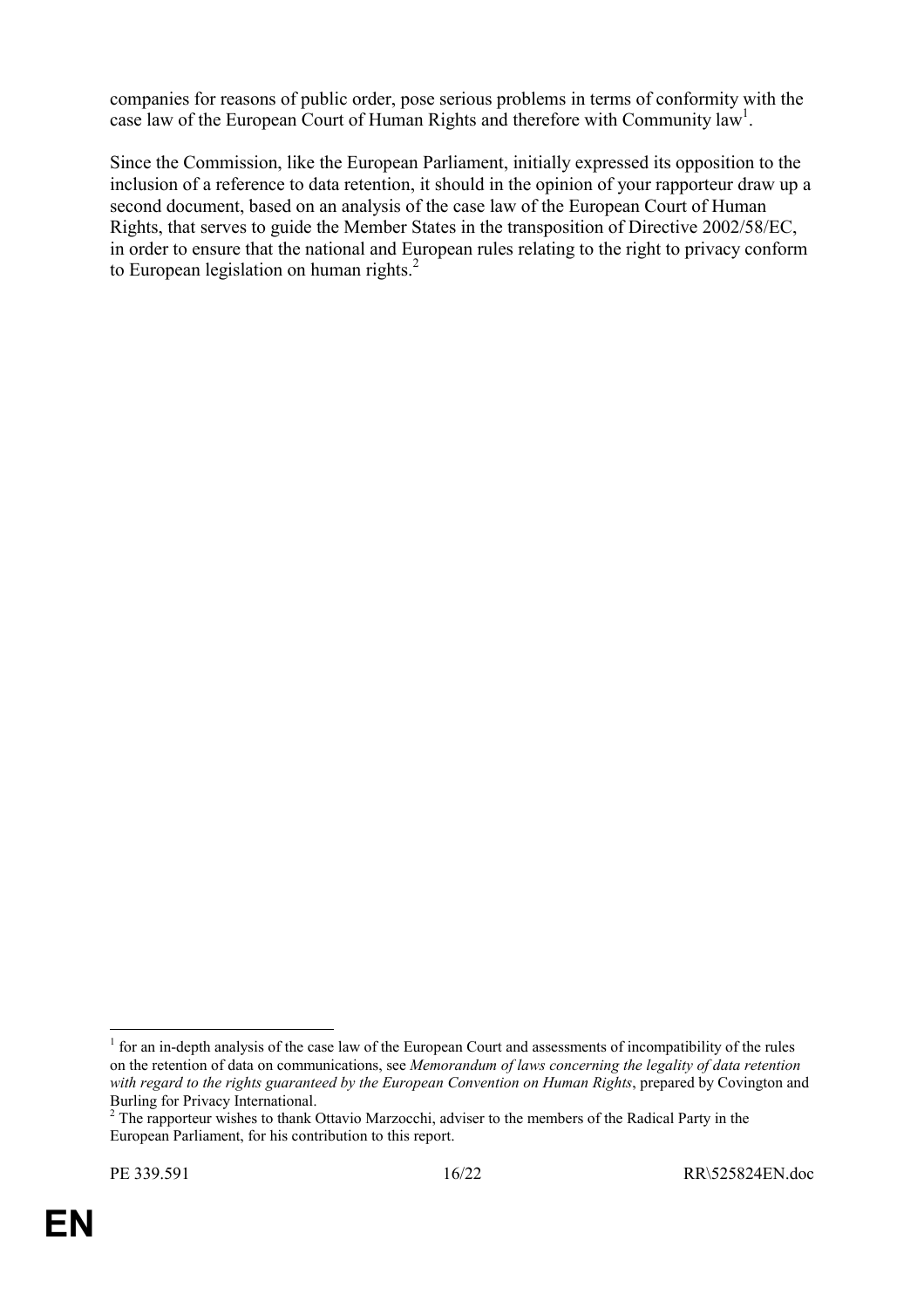companies for reasons of public order, pose serious problems in terms of conformity with the case law of the European Court of Human Rights and therefore with Community law[1].

Since the Commission, like the European Parliament, initially expressed its opposition to the inclusion of a reference to data retention, it should in the opinion of your rapporteur draw up a second document, based on an analysis of the case law of the European Court of Human Rights, that serves to guide the Member States in the transposition of Directive 2002/58/EC, in order to ensure that the national and European rules relating to the right to privacy conform to European legislation on human rights.[2]

---

[1] for an in-depth analysis of the case law of the European Court and assessments of incompatibility of the rules on the retention of data on communications, see *Memorandum of laws concerning the legality of data retention with regard to the rights guaranteed by the European Convention on Human Rights*, prepared by Covington and Burling for Privacy International.

[2] The rapporteur wishes to thank Ottavio Marzocchi, adviser to the members of the Radical Party in the European Parliament, for his contribution to this report.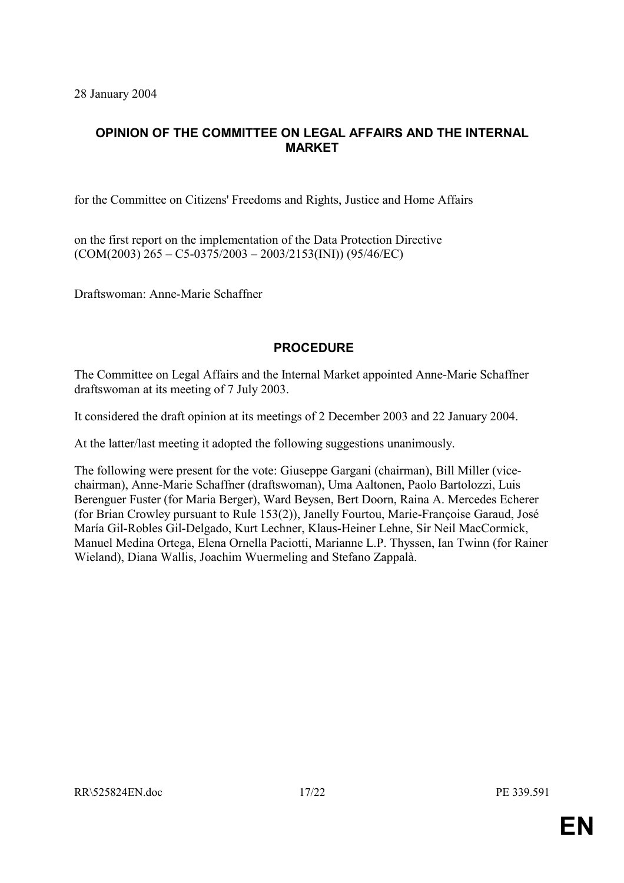28 January 2004

## OPINION OF THE COMMITTEE ON LEGAL AFFAIRS AND THE INTERNAL MARKET

for the Committee on Citizens' Freedoms and Rights, Justice and Home Affairs

on the first report on the implementation of the Data Protection Directive
(COM(2003) 265 – C5-0375/2003 – 2003/2153(INI)) (95/46/EC)

Draftswoman: Anne-Marie Schaffner

## PROCEDURE

The Committee on Legal Affairs and the Internal Market appointed Anne-Marie Schaffner draftswoman at its meeting of 7 July 2003.

It considered the draft opinion at its meetings of 2 December 2003 and 22 January 2004.

At the latter/last meeting it adopted the following suggestions unanimously.

The following were present for the vote: Giuseppe Gargani (chairman), Bill Miller (vice-chairman), Anne-Marie Schaffner (draftswoman), Uma Aaltonen, Paolo Bartolozzi, Luis Berenguer Fuster (for Maria Berger), Ward Beysen, Bert Doorn, Raina A. Mercedes Echerer (for Brian Crowley pursuant to Rule 153(2)), Janelly Fourtou, Marie-Françoise Garaud, José María Gil-Robles Gil-Delgado, Kurt Lechner, Klaus-Heiner Lehne, Sir Neil MacCormick, Manuel Medina Ortega, Elena Ornella Paciotti, Marianne L.P. Thyssen, Ian Twinn (for Rainer Wieland), Diana Wallis, Joachim Wuermeling and Stefano Zappalà.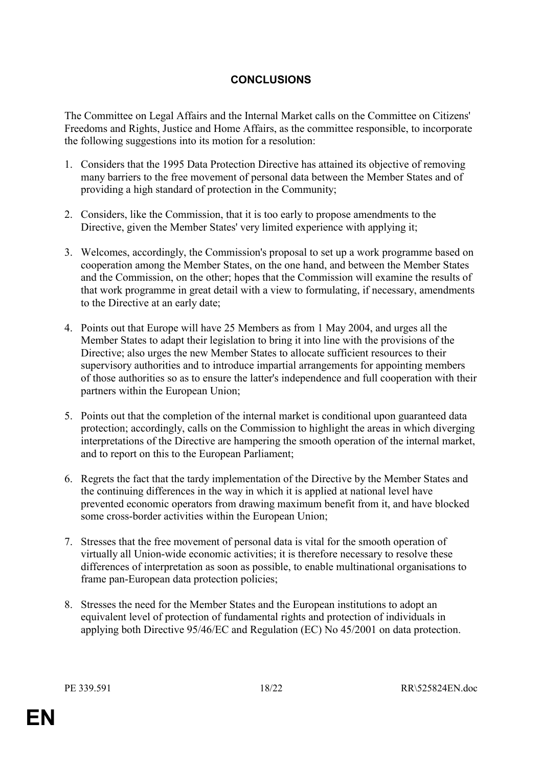# CONCLUSIONS

The Committee on Legal Affairs and the Internal Market calls on the Committee on Citizens' Freedoms and Rights, Justice and Home Affairs, as the committee responsible, to incorporate the following suggestions into its motion for a resolution:

1. Considers that the 1995 Data Protection Directive has attained its objective of removing many barriers to the free movement of personal data between the Member States and of providing a high standard of protection in the Community;

2. Considers, like the Commission, that it is too early to propose amendments to the Directive, given the Member States' very limited experience with applying it;

3. Welcomes, accordingly, the Commission's proposal to set up a work programme based on cooperation among the Member States, on the one hand, and between the Member States and the Commission, on the other; hopes that the Commission will examine the results of that work programme in great detail with a view to formulating, if necessary, amendments to the Directive at an early date;

4. Points out that Europe will have 25 Members as from 1 May 2004, and urges all the Member States to adapt their legislation to bring it into line with the provisions of the Directive; also urges the new Member States to allocate sufficient resources to their supervisory authorities and to introduce impartial arrangements for appointing members of those authorities so as to ensure the latter's independence and full cooperation with their partners within the European Union;

5. Points out that the completion of the internal market is conditional upon guaranteed data protection; accordingly, calls on the Commission to highlight the areas in which diverging interpretations of the Directive are hampering the smooth operation of the internal market, and to report on this to the European Parliament;

6. Regrets the fact that the tardy implementation of the Directive by the Member States and the continuing differences in the way in which it is applied at national level have prevented economic operators from drawing maximum benefit from it, and have blocked some cross-border activities within the European Union;

7. Stresses that the free movement of personal data is vital for the smooth operation of virtually all Union-wide economic activities; it is therefore necessary to resolve these differences of interpretation as soon as possible, to enable multinational organisations to frame pan-European data protection policies;

8. Stresses the need for the Member States and the European institutions to adopt an equivalent level of protection of fundamental rights and protection of individuals in applying both Directive 95/46/EC and Regulation (EC) No 45/2001 on data protection.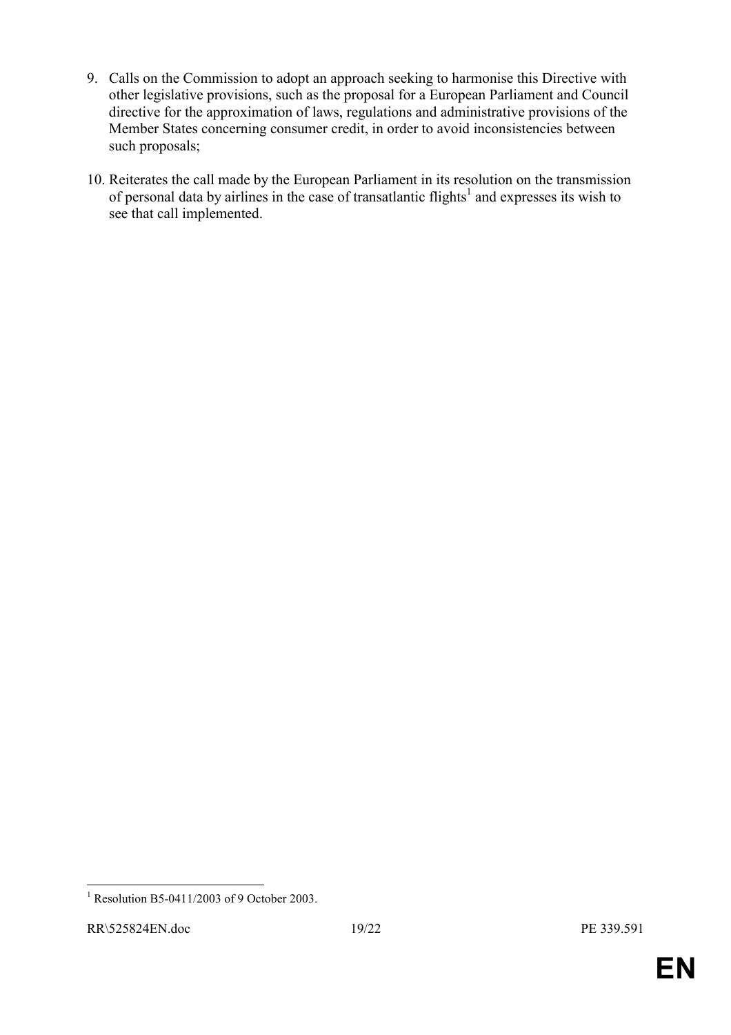9. Calls on the Commission to adopt an approach seeking to harmonise this Directive with other legislative provisions, such as the proposal for a European Parliament and Council directive for the approximation of laws, regulations and administrative provisions of the Member States concerning consumer credit, in order to avoid inconsistencies between such proposals;

10. Reiterates the call made by the European Parliament in its resolution on the transmission of personal data by airlines in the case of transatlantic flights[1] and expresses its wish to see that call implemented.

---

[1] Resolution B5-0411/2003 of 9 October 2003.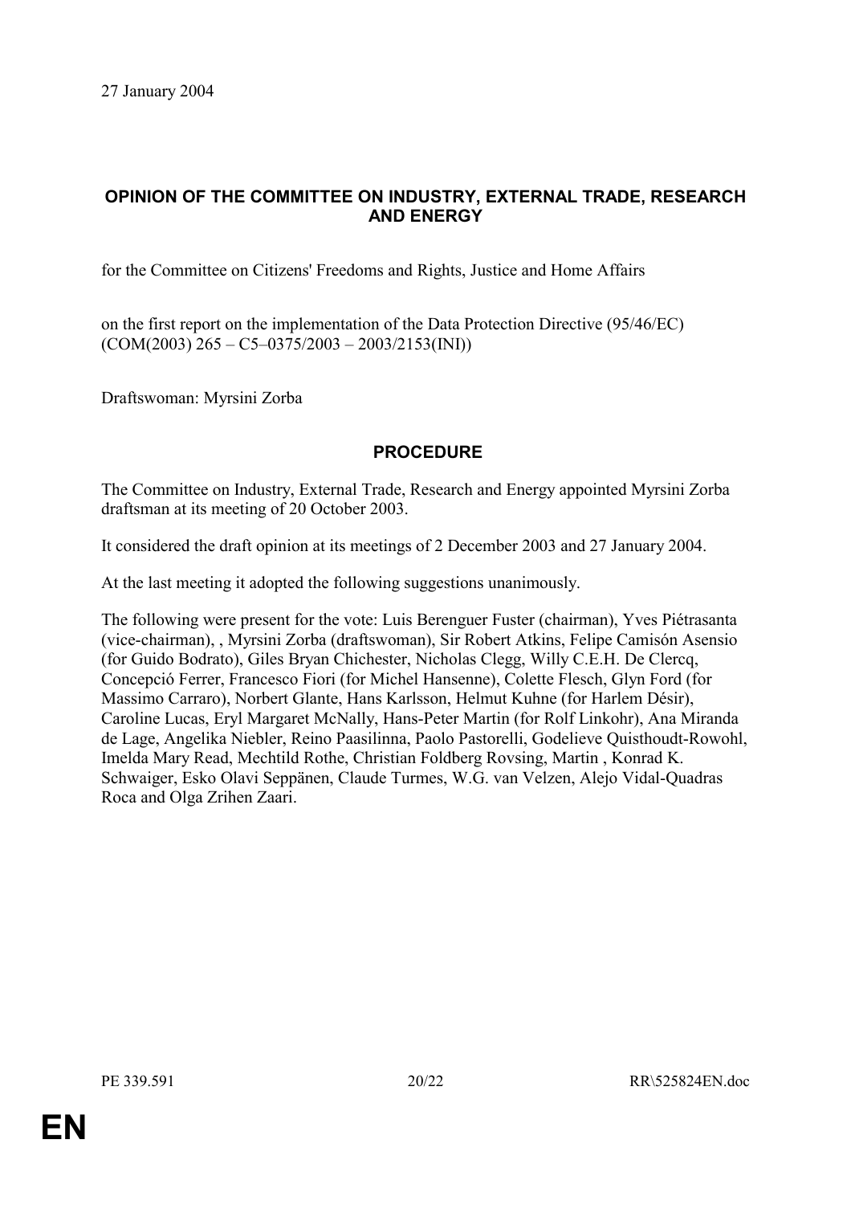27 January 2004

## OPINION OF THE COMMITTEE ON INDUSTRY, EXTERNAL TRADE, RESEARCH AND ENERGY

for the Committee on Citizens' Freedoms and Rights, Justice and Home Affairs

on the first report on the implementation of the Data Protection Directive (95/46/EC) (COM(2003) 265 – C5–0375/2003 – 2003/2153(INI))

Draftswoman: Myrsini Zorba

## PROCEDURE

The Committee on Industry, External Trade, Research and Energy appointed Myrsini Zorba draftsman at its meeting of 20 October 2003.

It considered the draft opinion at its meetings of 2 December 2003 and 27 January 2004.

At the last meeting it adopted the following suggestions unanimously.

The following were present for the vote: Luis Berenguer Fuster (chairman), Yves Piétrasanta (vice-chairman), , Myrsini Zorba (draftswoman), Sir Robert Atkins, Felipe Camisón Asensio (for Guido Bodrato), Giles Bryan Chichester, Nicholas Clegg, Willy C.E.H. De Clercq, Concepció Ferrer, Francesco Fiori (for Michel Hansenne), Colette Flesch, Glyn Ford (for Massimo Carraro), Norbert Glante, Hans Karlsson, Helmut Kuhne (for Harlem Désir), Caroline Lucas, Eryl Margaret McNally, Hans-Peter Martin (for Rolf Linkohr), Ana Miranda de Lage, Angelika Niebler, Reino Paasilinna, Paolo Pastorelli, Godelieve Quisthoudt-Rowohl, Imelda Mary Read, Mechtild Rothe, Christian Foldberg Rovsing, Martin , Konrad K. Schwaiger, Esko Olavi Seppänen, Claude Turmes, W.G. van Velzen, Alejo Vidal-Quadras Roca and Olga Zrihen Zaari.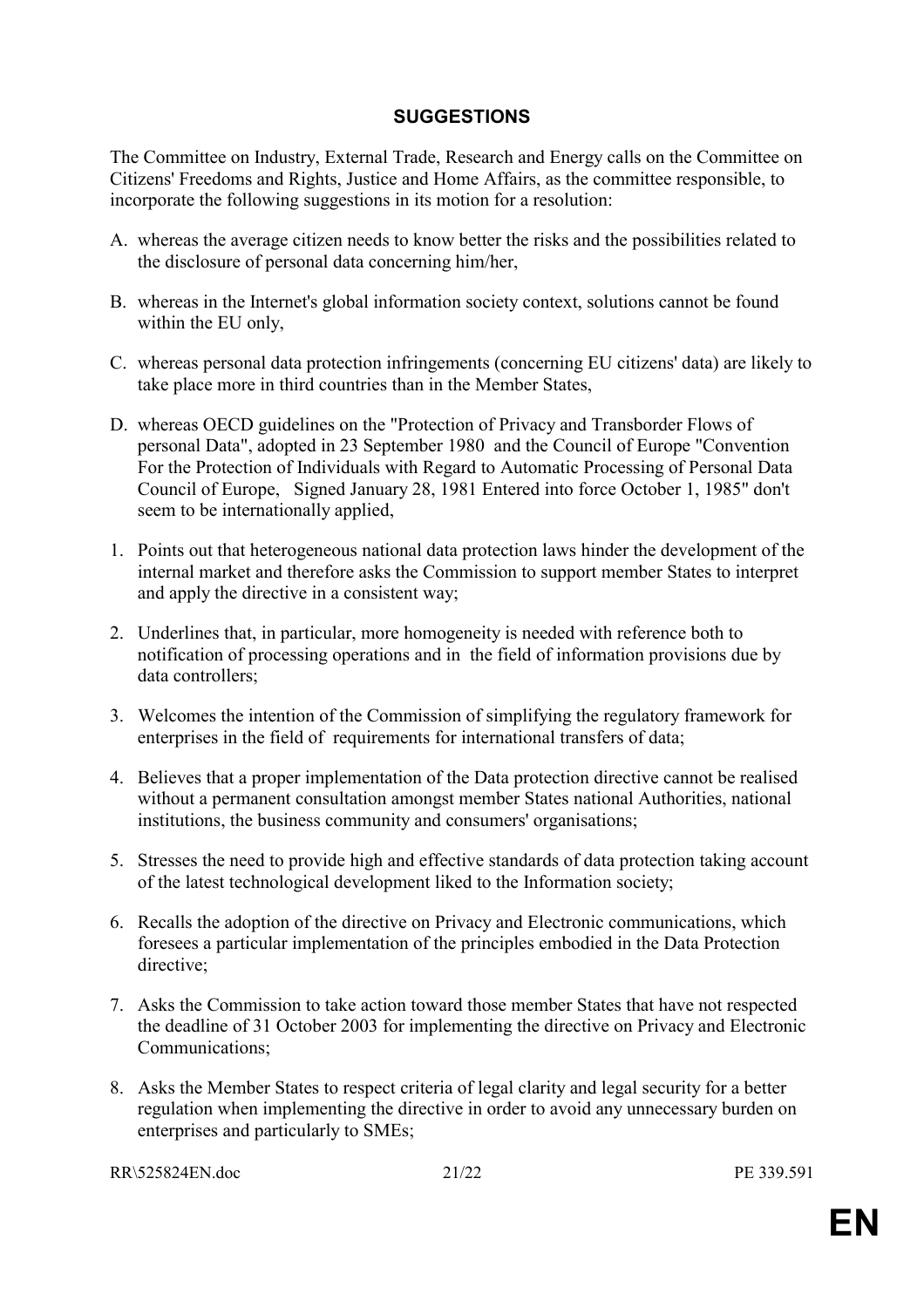## SUGGESTIONS

The Committee on Industry, External Trade, Research and Energy calls on the Committee on Citizens' Freedoms and Rights, Justice and Home Affairs, as the committee responsible, to incorporate the following suggestions in its motion for a resolution:

A. whereas the average citizen needs to know better the risks and the possibilities related to the disclosure of personal data concerning him/her,

B. whereas in the Internet's global information society context, solutions cannot be found within the EU only,

C. whereas personal data protection infringements (concerning EU citizens' data) are likely to take place more in third countries than in the Member States,

D. whereas OECD guidelines on the "Protection of Privacy and Transborder Flows of personal Data", adopted in 23 September 1980 and the Council of Europe "Convention For the Protection of Individuals with Regard to Automatic Processing of Personal Data Council of Europe, Signed January 28, 1981 Entered into force October 1, 1985" don't seem to be internationally applied,

1. Points out that heterogeneous national data protection laws hinder the development of the internal market and therefore asks the Commission to support member States to interpret and apply the directive in a consistent way;

2. Underlines that, in particular, more homogeneity is needed with reference both to notification of processing operations and in the field of information provisions due by data controllers;

3. Welcomes the intention of the Commission of simplifying the regulatory framework for enterprises in the field of requirements for international transfers of data;

4. Believes that a proper implementation of the Data protection directive cannot be realised without a permanent consultation amongst member States national Authorities, national institutions, the business community and consumers' organisations;

5. Stresses the need to provide high and effective standards of data protection taking account of the latest technological development liked to the Information society;

6. Recalls the adoption of the directive on Privacy and Electronic communications, which foresees a particular implementation of the principles embodied in the Data Protection directive;

7. Asks the Commission to take action toward those member States that have not respected the deadline of 31 October 2003 for implementing the directive on Privacy and Electronic Communications;

8. Asks the Member States to respect criteria of legal clarity and legal security for a better regulation when implementing the directive in order to avoid any unnecessary burden on enterprises and particularly to SMEs;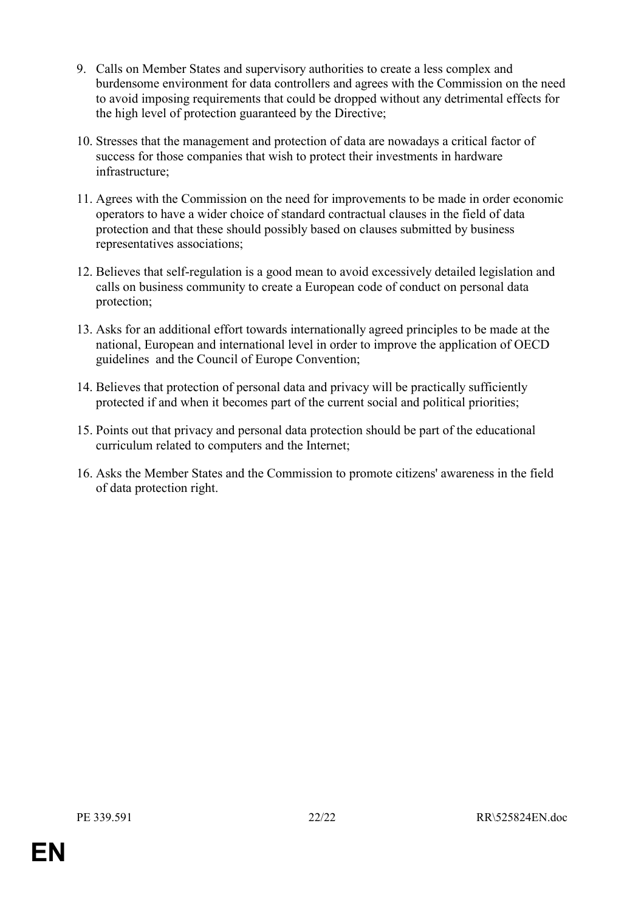9. Calls on Member States and supervisory authorities to create a less complex and burdensome environment for data controllers and agrees with the Commission on the need to avoid imposing requirements that could be dropped without any detrimental effects for the high level of protection guaranteed by the Directive;

10. Stresses that the management and protection of data are nowadays a critical factor of success for those companies that wish to protect their investments in hardware infrastructure;

11. Agrees with the Commission on the need for improvements to be made in order economic operators to have a wider choice of standard contractual clauses in the field of data protection and that these should possibly based on clauses submitted by business representatives associations;

12. Believes that self-regulation is a good mean to avoid excessively detailed legislation and calls on business community to create a European code of conduct on personal data protection;

13. Asks for an additional effort towards internationally agreed principles to be made at the national, European and international level in order to improve the application of OECD guidelines and the Council of Europe Convention;

14. Believes that protection of personal data and privacy will be practically sufficiently protected if and when it becomes part of the current social and political priorities;

15. Points out that privacy and personal data protection should be part of the educational curriculum related to computers and the Internet;

16. Asks the Member States and the Commission to promote citizens' awareness in the field of data protection right.